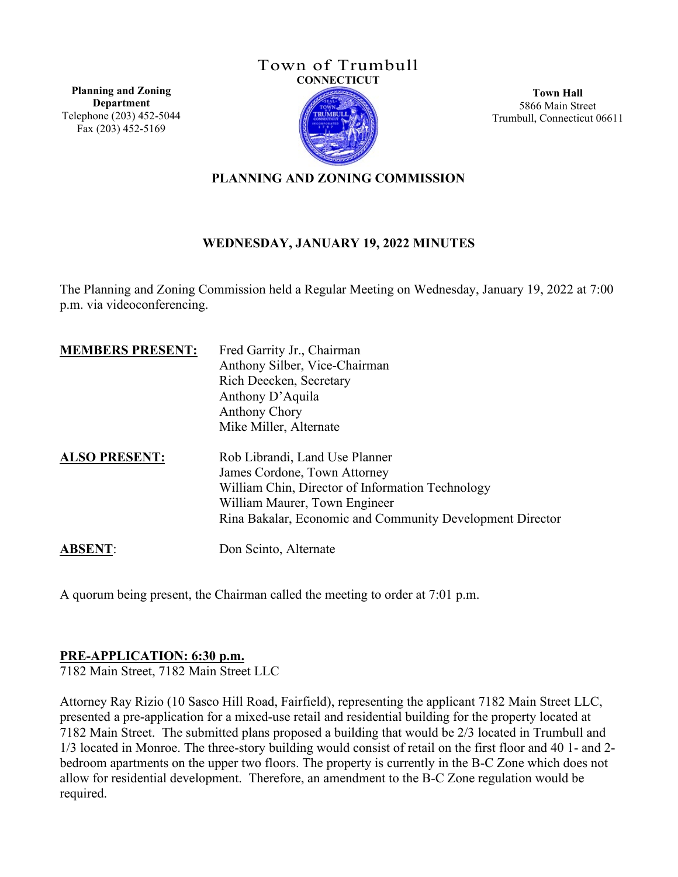# Town of Trumbull
**CONNECTICUT**

**Planning and Zoning Department**
Telephone (203) 452-5044
Fax (203) 452-5169

**Town Hall**
5866 Main Street
Trumbull, Connecticut 06611

## PLANNING AND ZONING COMMISSION

### WEDNESDAY, JANUARY 19, 2022 MINUTES

The Planning and Zoning Commission held a Regular Meeting on Wednesday, January 19, 2022 at 7:00 p.m. via videoconferencing.

**MEMBERS PRESENT:**
Fred Garrity Jr., Chairman
Anthony Silber, Vice-Chairman
Rich Deecken, Secretary
Anthony D'Aquila
Anthony Chory
Mike Miller, Alternate

**ALSO PRESENT:**
Rob Librandi, Land Use Planner
James Cordone, Town Attorney
William Chin, Director of Information Technology
William Maurer, Town Engineer
Rina Bakalar, Economic and Community Development Director

**ABSENT**: Don Scinto, Alternate

A quorum being present, the Chairman called the meeting to order at 7:01 p.m.

**PRE-APPLICATION: 6:30 p.m.**
7182 Main Street, 7182 Main Street LLC

Attorney Ray Rizio (10 Sasco Hill Road, Fairfield), representing the applicant 7182 Main Street LLC, presented a pre-application for a mixed-use retail and residential building for the property located at 7182 Main Street. The submitted plans proposed a building that would be 2/3 located in Trumbull and 1/3 located in Monroe. The three-story building would consist of retail on the first floor and 40 1- and 2-bedroom apartments on the upper two floors. The property is currently in the B-C Zone which does not allow for residential development. Therefore, an amendment to the B-C Zone regulation would be required.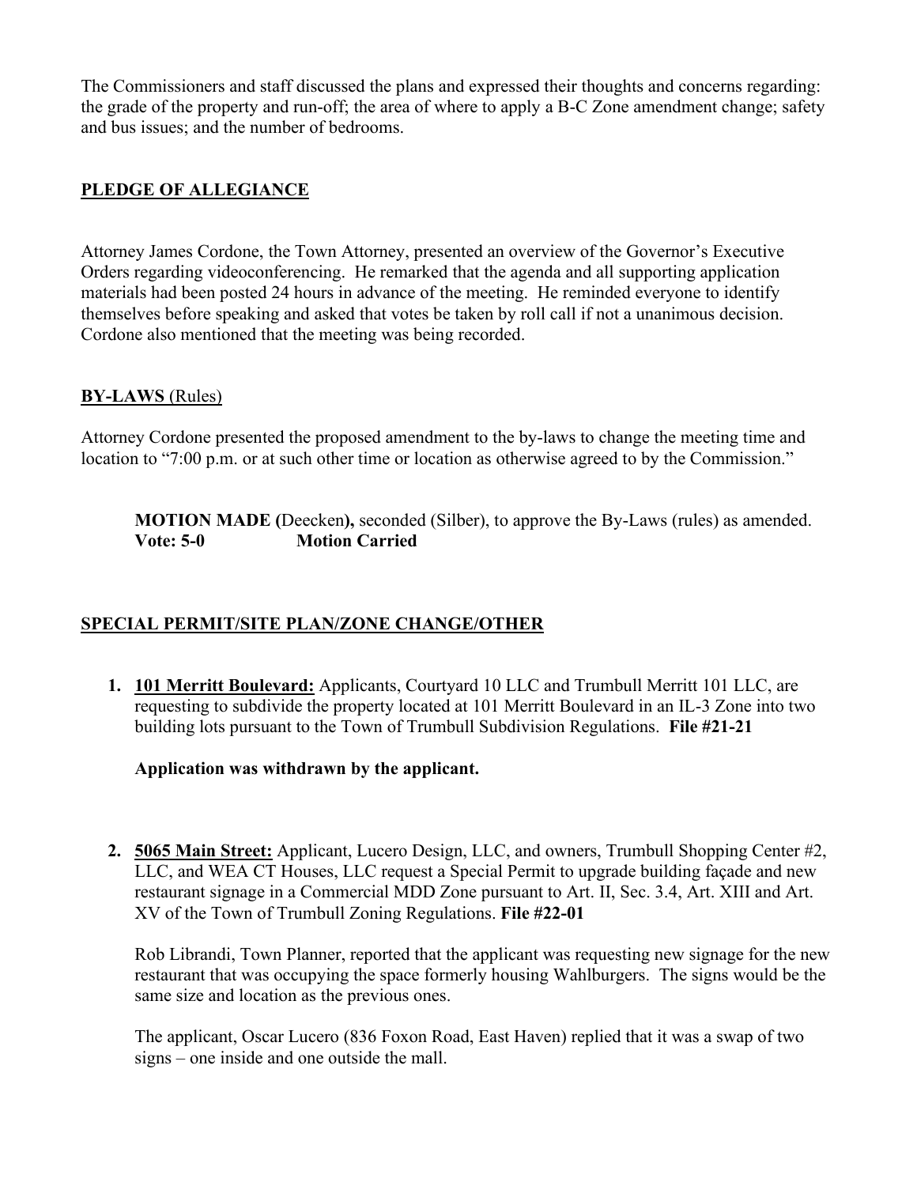The Commissioners and staff discussed the plans and expressed their thoughts and concerns regarding: the grade of the property and run-off; the area of where to apply a B-C Zone amendment change; safety and bus issues; and the number of bedrooms.

## PLEDGE OF ALLEGIANCE

Attorney James Cordone, the Town Attorney, presented an overview of the Governor's Executive Orders regarding videoconferencing. He remarked that the agenda and all supporting application materials had been posted 24 hours in advance of the meeting. He reminded everyone to identify themselves before speaking and asked that votes be taken by roll call if not a unanimous decision. Cordone also mentioned that the meeting was being recorded.

## BY-LAWS (Rules)

Attorney Cordone presented the proposed amendment to the by-laws to change the meeting time and location to "7:00 p.m. or at such other time or location as otherwise agreed to by the Commission."

> **MOTION MADE (**Deecken**),** seconded (Silber), to approve the By-Laws (rules) as amended.
> **Vote: 5-0 Motion Carried**

## SPECIAL PERMIT/SITE PLAN/ZONE CHANGE/OTHER

1. **101 Merritt Boulevard:** Applicants, Courtyard 10 LLC and Trumbull Merritt 101 LLC, are requesting to subdivide the property located at 101 Merritt Boulevard in an IL-3 Zone into two building lots pursuant to the Town of Trumbull Subdivision Regulations. **File #21-21**

   **Application was withdrawn by the applicant.**

2. **5065 Main Street:** Applicant, Lucero Design, LLC, and owners, Trumbull Shopping Center #2, LLC, and WEA CT Houses, LLC request a Special Permit to upgrade building façade and new restaurant signage in a Commercial MDD Zone pursuant to Art. II, Sec. 3.4, Art. XIII and Art. XV of the Town of Trumbull Zoning Regulations. **File #22-01**

   Rob Librandi, Town Planner, reported that the applicant was requesting new signage for the new restaurant that was occupying the space formerly housing Wahlburgers. The signs would be the same size and location as the previous ones.

   The applicant, Oscar Lucero (836 Foxon Road, East Haven) replied that it was a swap of two signs – one inside and one outside the mall.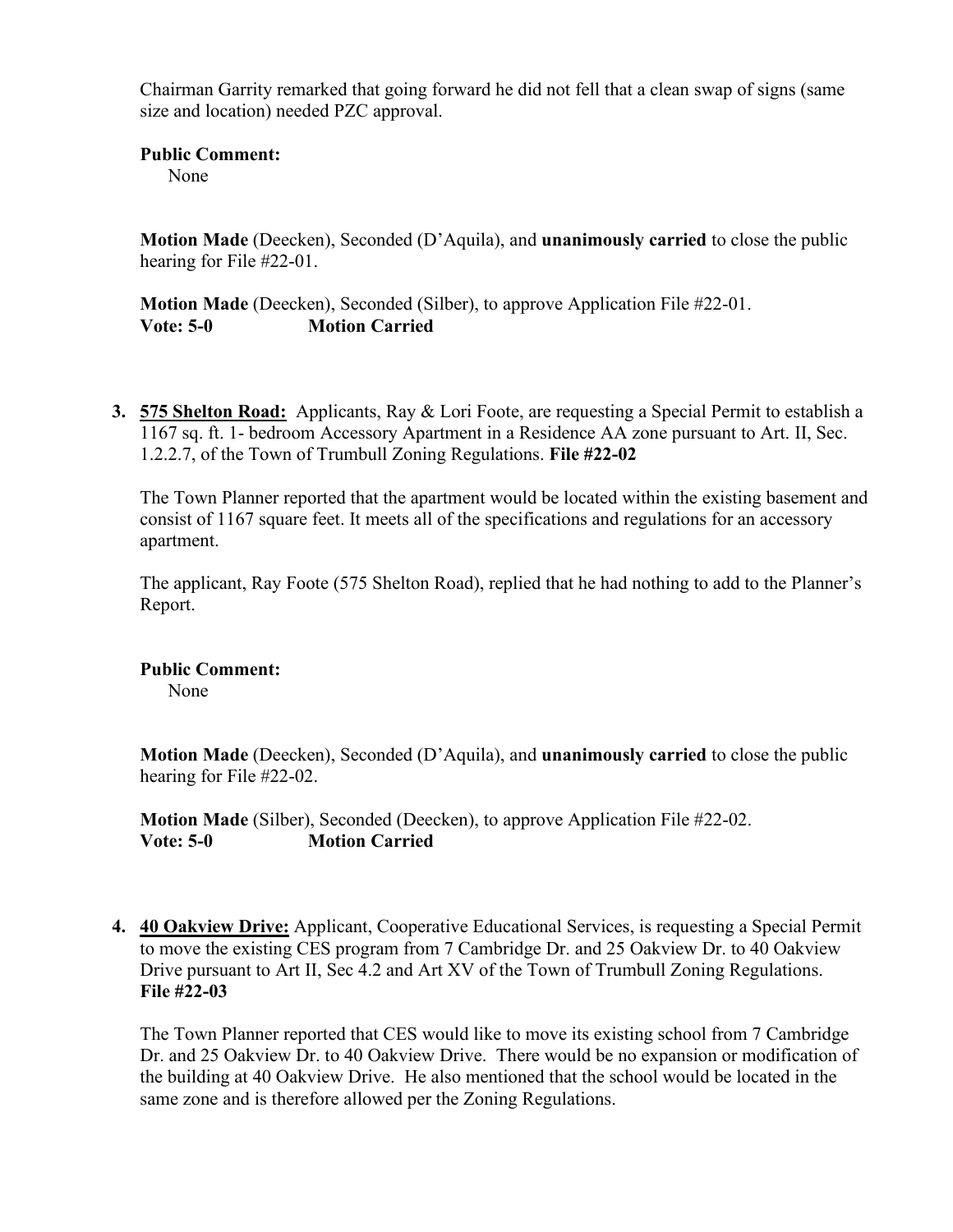Chairman Garrity remarked that going forward he did not fell that a clean swap of signs (same size and location) needed PZC approval.

**Public Comment:**
None

**Motion Made** (Deecken), Seconded (D'Aquila), and **unanimously carried** to close the public hearing for File #22-01.

**Motion Made** (Deecken), Seconded (Silber), to approve Application File #22-01.
**Vote: 5-0** **Motion Carried**

3. **575 Shelton Road:** Applicants, Ray & Lori Foote, are requesting a Special Permit to establish a 1167 sq. ft. 1- bedroom Accessory Apartment in a Residence AA zone pursuant to Art. II, Sec. 1.2.2.7, of the Town of Trumbull Zoning Regulations. **File #22-02**

The Town Planner reported that the apartment would be located within the existing basement and consist of 1167 square feet. It meets all of the specifications and regulations for an accessory apartment.

The applicant, Ray Foote (575 Shelton Road), replied that he had nothing to add to the Planner's Report.

**Public Comment:**
None

**Motion Made** (Deecken), Seconded (D'Aquila), and **unanimously carried** to close the public hearing for File #22-02.

**Motion Made** (Silber), Seconded (Deecken), to approve Application File #22-02.
**Vote: 5-0** **Motion Carried**

4. **40 Oakview Drive:** Applicant, Cooperative Educational Services, is requesting a Special Permit to move the existing CES program from 7 Cambridge Dr. and 25 Oakview Dr. to 40 Oakview Drive pursuant to Art II, Sec 4.2 and Art XV of the Town of Trumbull Zoning Regulations. **File #22-03**

The Town Planner reported that CES would like to move its existing school from 7 Cambridge Dr. and 25 Oakview Dr. to 40 Oakview Drive. There would be no expansion or modification of the building at 40 Oakview Drive. He also mentioned that the school would be located in the same zone and is therefore allowed per the Zoning Regulations.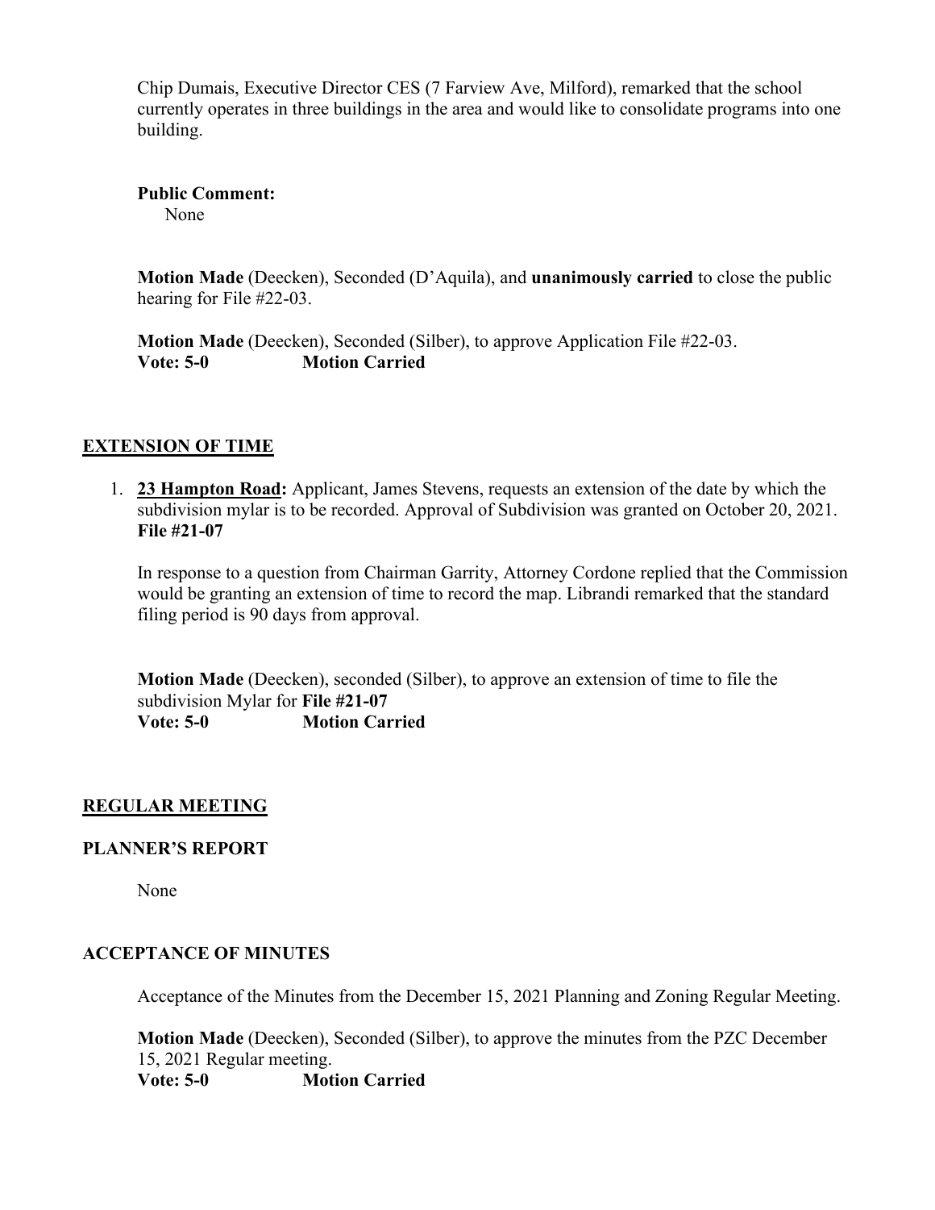Chip Dumais, Executive Director CES (7 Farview Ave, Milford), remarked that the school currently operates in three buildings in the area and would like to consolidate programs into one building.

**Public Comment:**
None

**Motion Made** (Deecken), Seconded (D'Aquila), and **unanimously carried** to close the public hearing for File #22-03.

**Motion Made** (Deecken), Seconded (Silber), to approve Application File #22-03.
**Vote: 5-0 Motion Carried**

## EXTENSION OF TIME

1. **23 Hampton Road:** Applicant, James Stevens, requests an extension of the date by which the subdivision mylar is to be recorded. Approval of Subdivision was granted on October 20, 2021. **File #21-07**

   In response to a question from Chairman Garrity, Attorney Cordone replied that the Commission would be granting an extension of time to record the map. Librandi remarked that the standard filing period is 90 days from approval.

   **Motion Made** (Deecken), seconded (Silber), to approve an extension of time to file the subdivision Mylar for **File #21-07**
   **Vote: 5-0 Motion Carried**

## REGULAR MEETING

### PLANNER'S REPORT

None

### ACCEPTANCE OF MINUTES

Acceptance of the Minutes from the December 15, 2021 Planning and Zoning Regular Meeting.

**Motion Made** (Deecken), Seconded (Silber), to approve the minutes from the PZC December 15, 2021 Regular meeting.
**Vote: 5-0 Motion Carried**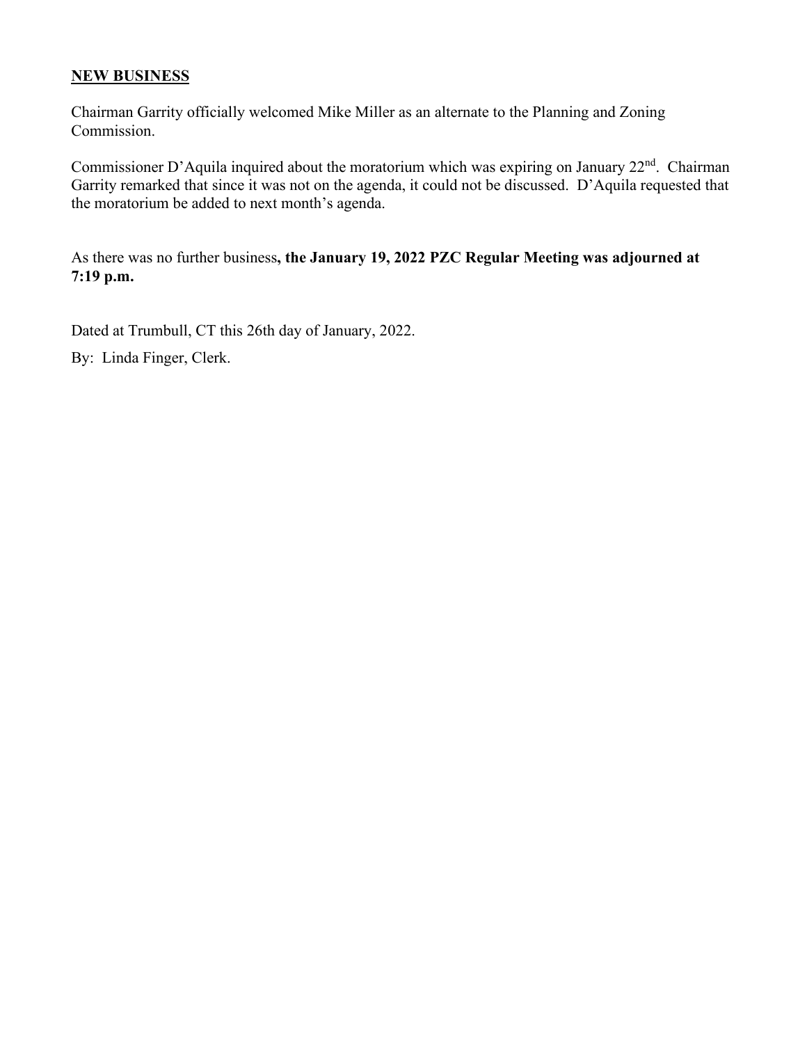**NEW BUSINESS**

Chairman Garrity officially welcomed Mike Miller as an alternate to the Planning and Zoning Commission.

Commissioner D'Aquila inquired about the moratorium which was expiring on January 22nd. Chairman Garrity remarked that since it was not on the agenda, it could not be discussed. D'Aquila requested that the moratorium be added to next month's agenda.

As there was no further business**, the January 19, 2022 PZC Regular Meeting was adjourned at 7:19 p.m.**

Dated at Trumbull, CT this 26th day of January, 2022.

By: Linda Finger, Clerk.